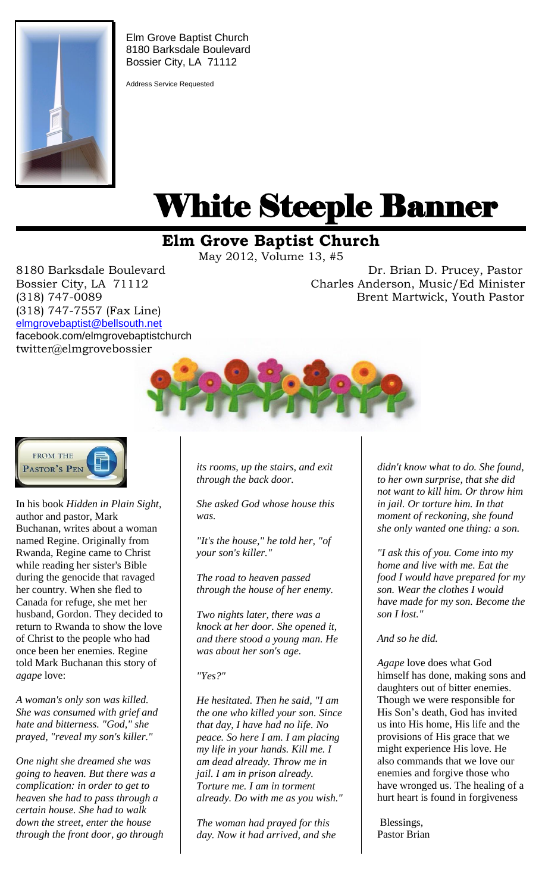Elm Grove Baptist Church
8180 Barksdale Boulevard
Bossier City, LA 71112

Address Service Requested

# White Steeple Banner

## Elm Grove Baptist Church

May 2012, Volume 13, #5

8180 Barksdale Boulevard
Bossier City, LA 71112
(318) 747-0089
(318) 747-7557 (Fax Line)
elmgrovebaptist@bellsouth.net
facebook.com/elmgrovebaptistchurch
twitter@elmgrovebossier

Dr. Brian D. Prucey, Pastor
Charles Anderson, Music/Ed Minister
Brent Martwick, Youth Pastor

### FROM THE PASTOR'S PEN

In his book *Hidden in Plain Sight*, author and pastor, Mark Buchanan, writes about a woman named Regine. Originally from Rwanda, Regine came to Christ while reading her sister's Bible during the genocide that ravaged her country. When she fled to Canada for refuge, she met her husband, Gordon. They decided to return to Rwanda to show the love of Christ to the people who had once been her enemies. Regine told Mark Buchanan this story of *agape* love:

*A woman's only son was killed. She was consumed with grief and hate and bitterness. "God," she prayed, "reveal my son's killer."*

*One night she dreamed she was going to heaven. But there was a complication: in order to get to heaven she had to pass through a certain house. She had to walk down the street, enter the house through the front door, go through its rooms, up the stairs, and exit through the back door.*

*She asked God whose house this was.*

*"It's the house," he told her, "of your son's killer."*

*The road to heaven passed through the house of her enemy.*

*Two nights later, there was a knock at her door. She opened it, and there stood a young man. He was about her son's age.*

*"Yes?"*

*He hesitated. Then he said, "I am the one who killed your son. Since that day, I have had no life. No peace. So here I am. I am placing my life in your hands. Kill me. I am dead already. Throw me in jail. I am in prison already. Torture me. I am in torment already. Do with me as you wish."*

*The woman had prayed for this day. Now it had arrived, and she didn't know what to do. She found, to her own surprise, that she did not want to kill him. Or throw him in jail. Or torture him. In that moment of reckoning, she found she only wanted one thing: a son.*

*"I ask this of you. Come into my home and live with me. Eat the food I would have prepared for my son. Wear the clothes I would have made for my son. Become the son I lost."*

*And so he did.*

*Agape* love does what God himself has done, making sons and daughters out of bitter enemies. Though we were responsible for His Son's death, God has invited us into His home, His life and the provisions of His grace that we might experience His love. He also commands that we love our enemies and forgive those who have wronged us. The healing of a hurt heart is found in forgiveness

Blessings,
Pastor Brian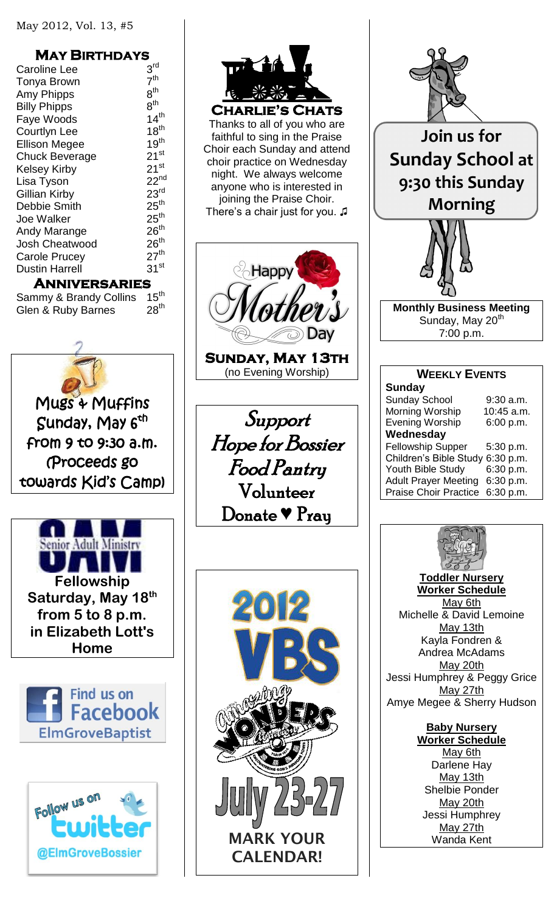May 2012, Vol. 13, #5

## May Birthdays

| | |
|---|---|
| Caroline Lee | 3rd |
| Tonya Brown | 7th |
| Amy Phipps | 8th |
| Billy Phipps | 8th |
| Faye Woods | 14th |
| Courtlyn Lee | 18th |
| Ellison Megee | 19th |
| Chuck Beverage | 21st |
| Kelsey Kirby | 21st |
| Lisa Tyson | 22nd |
| Gillian Kirby | 23rd |
| Debbie Smith | 25th |
| Joe Walker | 25th |
| Andy Marange | 26th |
| Josh Cheatwood | 26th |
| Carole Prucey | 27th |
| Dustin Harrell | 31st |

## Anniversaries

| | |
|---|---|
| Sammy & Brandy Collins | 15th |
| Glen & Ruby Barnes | 28th |

Mugs & Muffins
Sunday, May 6th
from 9 to 9:30 a.m.
(Proceeds go towards Kid's Camp)

Senior Adult Ministry
**SAM**
**Fellowship**
**Saturday, May 18th from 5 to 8 p.m. in Elizabeth Lott's Home**

Find us on Facebook
ElmGroveBaptist

Follow us on twitter
@ElmGroveBossier

## Charlie's Chats

Thanks to all of you who are faithful to sing in the Praise Choir each Sunday and attend choir practice on Wednesday night. We always welcome anyone who is interested in joining the Praise Choir. There's a chair just for you. ♫

Happy Mother's Day
**Sunday, May 13th**
(no Evening Worship)

*Support Hope for Bossier Food Pantry*
Volunteer
Donate ♥ Pray

**2012 VBS**
Amazing Wonders
July 23-27
**MARK YOUR CALENDAR!**

**Join us for Sunday School at 9:30 this Sunday Morning**

**Monthly Business Meeting**
Sunday, May 20th
7:00 p.m.

### Weekly Events

| | |
|---|---|
| **Sunday** | |
| Sunday School | 9:30 a.m. |
| Morning Worship | 10:45 a.m. |
| Evening Worship | 6:00 p.m. |
| **Wednesday** | |
| Fellowship Supper | 5:30 p.m. |
| Children's Bible Study | 6:30 p.m. |
| Youth Bible Study | 6:30 p.m. |
| Adult Prayer Meeting | 6:30 p.m. |
| Praise Choir Practice | 6:30 p.m. |

**Toddler Nursery Worker Schedule**

May 6th
Michelle & David Lemoine

May 13th
Kayla Fondren & Andrea McAdams

May 20th
Jessi Humphrey & Peggy Grice

May 27th
Amye Megee & Sherry Hudson

**Baby Nursery Worker Schedule**

May 6th
Darlene Hay

May 13th
Shelbie Ponder

May 20th
Jessi Humphrey

May 27th
Wanda Kent